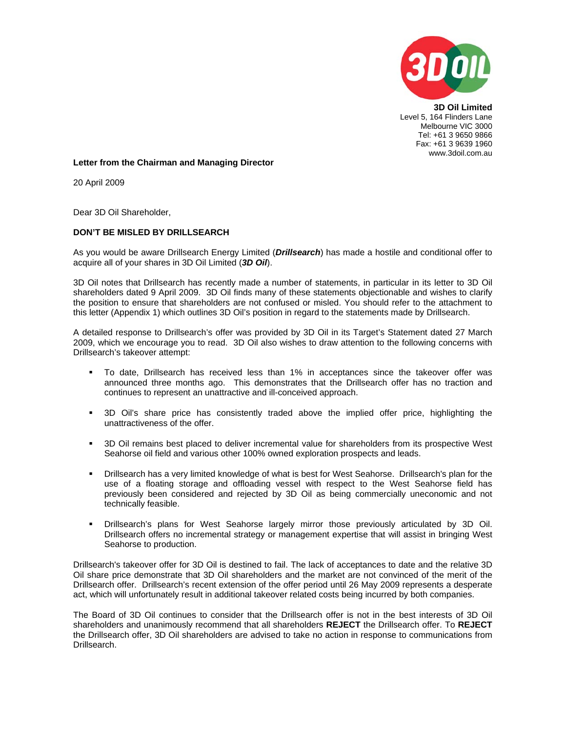**3D Oil Limited**
Level 5, 164 Flinders Lane
Melbourne VIC 3000
Tel: +61 3 9650 9866
Fax: +61 3 9639 1960
www.3doil.com.au

**Letter from the Chairman and Managing Director**

20 April 2009

Dear 3D Oil Shareholder,

**DON'T BE MISLED BY DRILLSEARCH**

As you would be aware Drillsearch Energy Limited (***Drillsearch***) has made a hostile and conditional offer to acquire all of your shares in 3D Oil Limited (***3D Oil***).

3D Oil notes that Drillsearch has recently made a number of statements, in particular in its letter to 3D Oil shareholders dated 9 April 2009. 3D Oil finds many of these statements objectionable and wishes to clarify the position to ensure that shareholders are not confused or misled. You should refer to the attachment to this letter (Appendix 1) which outlines 3D Oil's position in regard to the statements made by Drillsearch.

A detailed response to Drillsearch's offer was provided by 3D Oil in its Target's Statement dated 27 March 2009, which we encourage you to read. 3D Oil also wishes to draw attention to the following concerns with Drillsearch's takeover attempt:

- To date, Drillsearch has received less than 1% in acceptances since the takeover offer was announced three months ago. This demonstrates that the Drillsearch offer has no traction and continues to represent an unattractive and ill-conceived approach.
- 3D Oil's share price has consistently traded above the implied offer price, highlighting the unattractiveness of the offer.
- 3D Oil remains best placed to deliver incremental value for shareholders from its prospective West Seahorse oil field and various other 100% owned exploration prospects and leads.
- Drillsearch has a very limited knowledge of what is best for West Seahorse. Drillsearch's plan for the use of a floating storage and offloading vessel with respect to the West Seahorse field has previously been considered and rejected by 3D Oil as being commercially uneconomic and not technically feasible.
- Drillsearch's plans for West Seahorse largely mirror those previously articulated by 3D Oil. Drillsearch offers no incremental strategy or management expertise that will assist in bringing West Seahorse to production.

Drillsearch's takeover offer for 3D Oil is destined to fail. The lack of acceptances to date and the relative 3D Oil share price demonstrate that 3D Oil shareholders and the market are not convinced of the merit of the Drillsearch offer. Drillsearch's recent extension of the offer period until 26 May 2009 represents a desperate act, which will unfortunately result in additional takeover related costs being incurred by both companies.

The Board of 3D Oil continues to consider that the Drillsearch offer is not in the best interests of 3D Oil shareholders and unanimously recommend that all shareholders **REJECT** the Drillsearch offer. To **REJECT** the Drillsearch offer, 3D Oil shareholders are advised to take no action in response to communications from Drillsearch.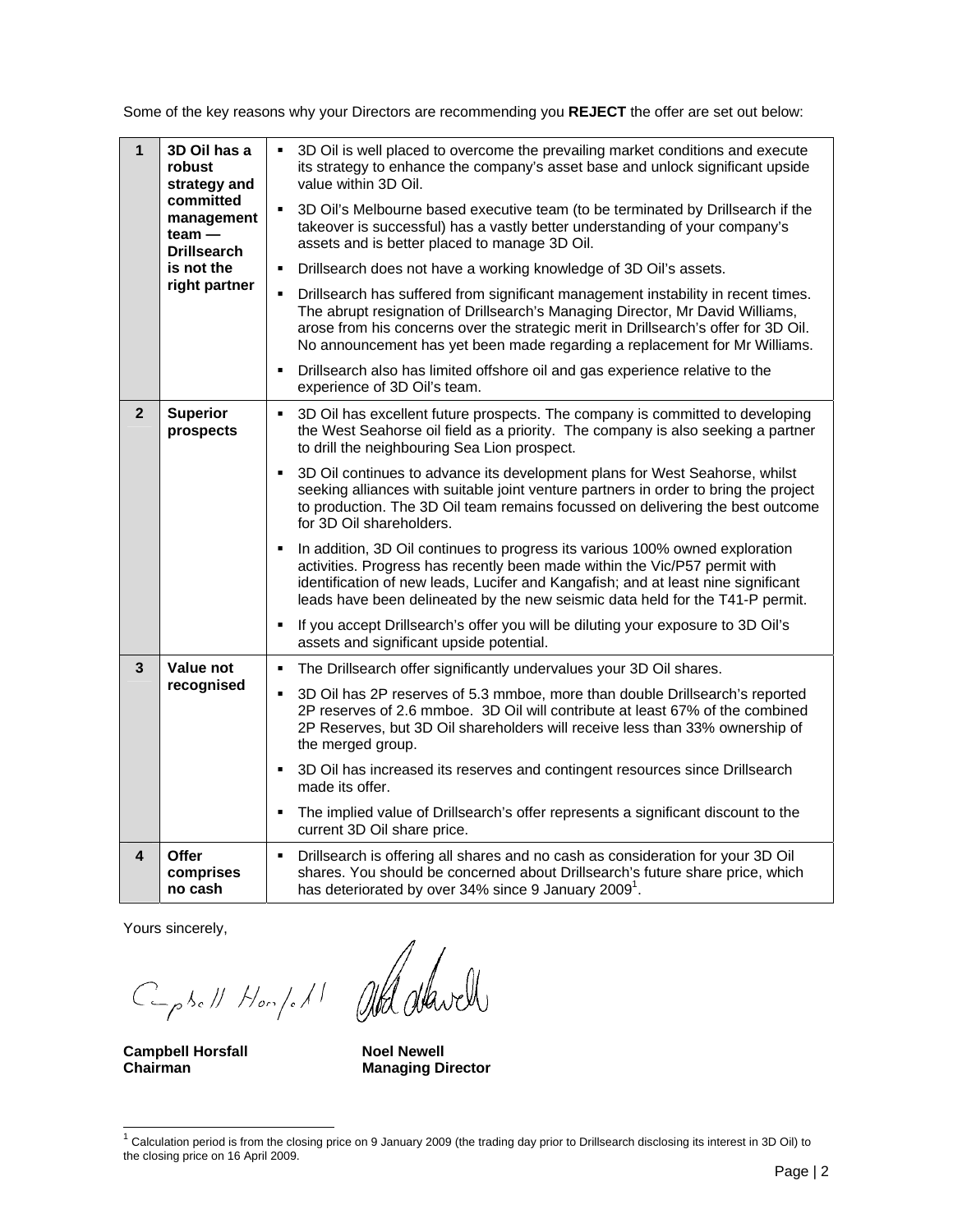Some of the key reasons why your Directors are recommending you **REJECT** the offer are set out below:

| | | |
|---|---|---|
| **1** | **3D Oil has a robust strategy and committed management team — Drillsearch is not the right partner** | ▪ 3D Oil is well placed to overcome the prevailing market conditions and execute its strategy to enhance the company's asset base and unlock significant upside value within 3D Oil.<br>▪ 3D Oil's Melbourne based executive team (to be terminated by Drillsearch if the takeover is successful) has a vastly better understanding of your company's assets and is better placed to manage 3D Oil.<br>▪ Drillsearch does not have a working knowledge of 3D Oil's assets.<br>▪ Drillsearch has suffered from significant management instability in recent times. The abrupt resignation of Drillsearch's Managing Director, Mr David Williams, arose from his concerns over the strategic merit in Drillsearch's offer for 3D Oil. No announcement has yet been made regarding a replacement for Mr Williams.<br>▪ Drillsearch also has limited offshore oil and gas experience relative to the experience of 3D Oil's team. |
| **2** | **Superior prospects** | ▪ 3D Oil has excellent future prospects. The company is committed to developing the West Seahorse oil field as a priority. The company is also seeking a partner to drill the neighbouring Sea Lion prospect.<br>▪ 3D Oil continues to advance its development plans for West Seahorse, whilst seeking alliances with suitable joint venture partners in order to bring the project to production. The 3D Oil team remains focussed on delivering the best outcome for 3D Oil shareholders.<br>▪ In addition, 3D Oil continues to progress its various 100% owned exploration activities. Progress has recently been made within the Vic/P57 permit with identification of new leads, Lucifer and Kangafish; and at least nine significant leads have been delineated by the new seismic data held for the T41-P permit.<br>▪ If you accept Drillsearch's offer you will be diluting your exposure to 3D Oil's assets and significant upside potential. |
| **3** | **Value not recognised** | ▪ The Drillsearch offer significantly undervalues your 3D Oil shares.<br>▪ 3D Oil has 2P reserves of 5.3 mmboe, more than double Drillsearch's reported 2P reserves of 2.6 mmboe. 3D Oil will contribute at least 67% of the combined 2P Reserves, but 3D Oil shareholders will receive less than 33% ownership of the merged group.<br>▪ 3D Oil has increased its reserves and contingent resources since Drillsearch made its offer.<br>▪ The implied value of Drillsearch's offer represents a significant discount to the current 3D Oil share price. |
| **4** | **Offer comprises no cash** | ▪ Drillsearch is offering all shares and no cash as consideration for your 3D Oil shares. You should be concerned about Drillsearch's future share price, which has deteriorated by over 34% since 9 January 2009[1]. |

Yours sincerely,

**Campbell Horsfall**
**Chairman**

**Noel Newell**
**Managing Director**

[1] Calculation period is from the closing price on 9 January 2009 (the trading day prior to Drillsearch disclosing its interest in 3D Oil) to the closing price on 16 April 2009.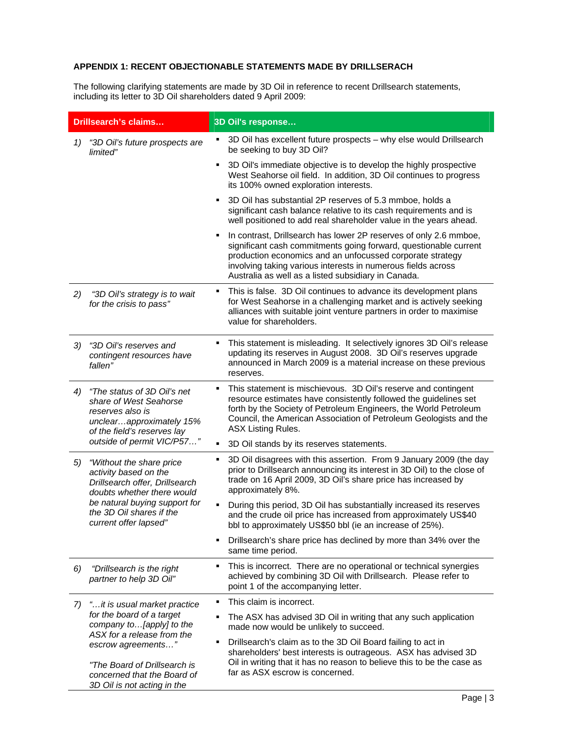**APPENDIX 1: RECENT OBJECTIONABLE STATEMENTS MADE BY DRILLSERACH**

The following clarifying statements are made by 3D Oil in reference to recent Drillsearch statements, including its letter to 3D Oil shareholders dated 9 April 2009:

| Drillsearch's claims… | 3D Oil's response… |
|---|---|
| 1) *"3D Oil's future prospects are limited"* | ▪ 3D Oil has excellent future prospects – why else would Drillsearch be seeking to buy 3D Oil?<br>▪ 3D Oil's immediate objective is to develop the highly prospective West Seahorse oil field. In addition, 3D Oil continues to progress its 100% owned exploration interests.<br>▪ 3D Oil has substantial 2P reserves of 5.3 mmboe, holds a significant cash balance relative to its cash requirements and is well positioned to add real shareholder value in the years ahead.<br>▪ In contrast, Drillsearch has lower 2P reserves of only 2.6 mmboe, significant cash commitments going forward, questionable current production economics and an unfocussed corporate strategy involving taking various interests in numerous fields across Australia as well as a listed subsidiary in Canada. |
| 2) *"3D Oil's strategy is to wait for the crisis to pass"* | ▪ This is false. 3D Oil continues to advance its development plans for West Seahorse in a challenging market and is actively seeking alliances with suitable joint venture partners in order to maximise value for shareholders. |
| 3) *"3D Oil's reserves and contingent resources have fallen"* | ▪ This statement is misleading. It selectively ignores 3D Oil's release updating its reserves in August 2008. 3D Oil's reserves upgrade announced in March 2009 is a material increase on these previous reserves. |
| 4) *"The status of 3D Oil's net share of West Seahorse reserves also is unclear…approximately 15% of the field's reserves lay outside of permit VIC/P57…"* | ▪ This statement is mischievous. 3D Oil's reserve and contingent resource estimates have consistently followed the guidelines set forth by the Society of Petroleum Engineers, the World Petroleum Council, the American Association of Petroleum Geologists and the ASX Listing Rules.<br>▪ 3D Oil stands by its reserves statements. |
| 5) *"Without the share price activity based on the Drillsearch offer, Drillsearch doubts whether there would be natural buying support for the 3D Oil shares if the current offer lapsed"* | ▪ 3D Oil disagrees with this assertion. From 9 January 2009 (the day prior to Drillsearch announcing its interest in 3D Oil) to the close of trade on 16 April 2009, 3D Oil's share price has increased by approximately 8%.<br>▪ During this period, 3D Oil has substantially increased its reserves and the crude oil price has increased from approximately US$40 bbl to approximately US$50 bbl (ie an increase of 25%).<br>▪ Drillsearch's share price has declined by more than 34% over the same time period. |
| 6) *"Drillsearch is the right partner to help 3D Oil"* | ▪ This is incorrect. There are no operational or technical synergies achieved by combining 3D Oil with Drillsearch. Please refer to point 1 of the accompanying letter. |
| 7) *"…it is usual market practice for the board of a target company to…[apply] to the ASX for a release from the escrow agreements…"*<br><br>*"The Board of Drillsearch is concerned that the Board of 3D Oil is not acting in the* | ▪ This claim is incorrect.<br>▪ The ASX has advised 3D Oil in writing that any such application made now would be unlikely to succeed.<br>▪ Drillsearch's claim as to the 3D Oil Board failing to act in shareholders' best interests is outrageous. ASX has advised 3D Oil in writing that it has no reason to believe this to be the case as far as ASX escrow is concerned. |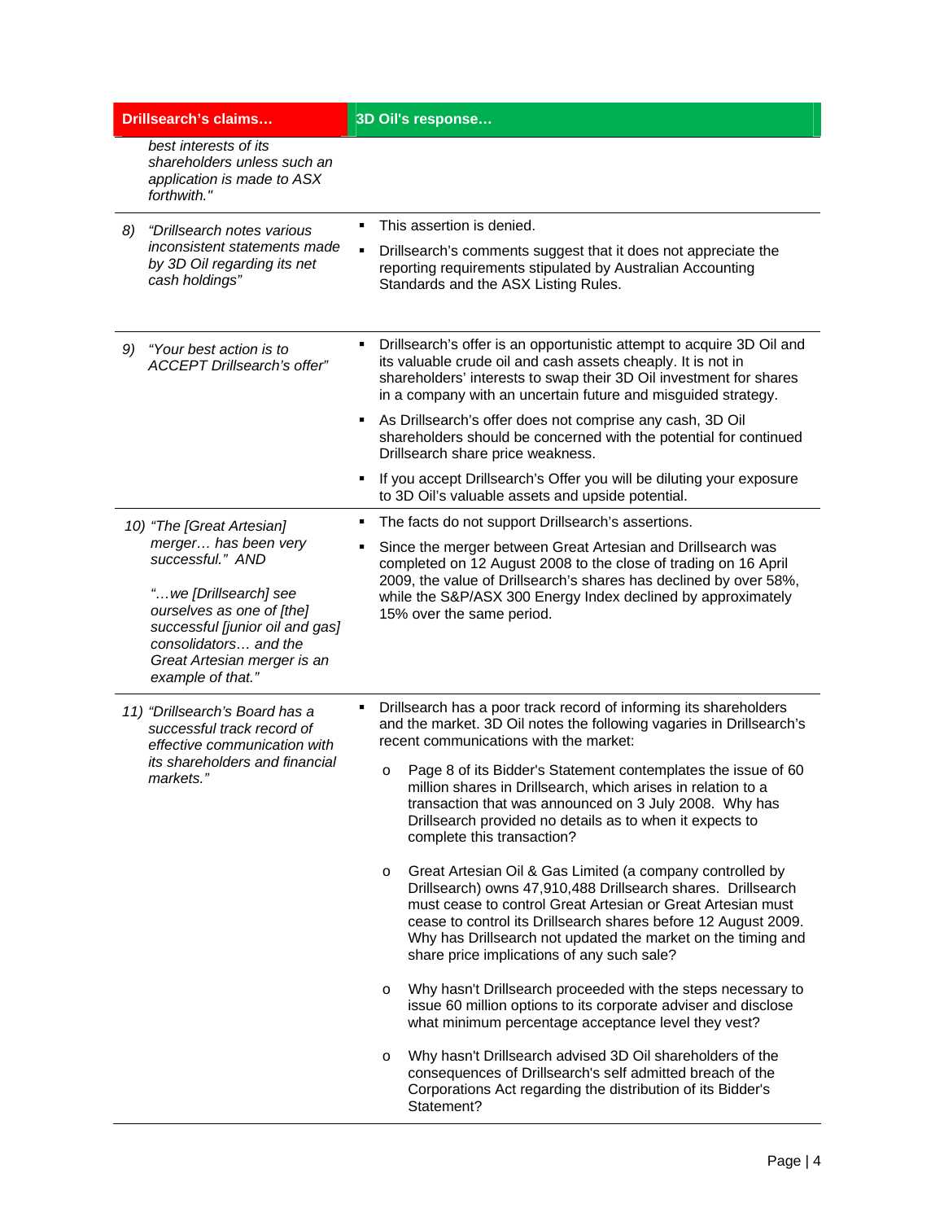| Drillsearch's claims… | 3D Oil's response… |
|---|---|
| *best interests of its shareholders unless such an application is made to ASX forthwith."* | |
| 8) *"Drillsearch notes various inconsistent statements made by 3D Oil regarding its net cash holdings"* | ▪ This assertion is denied.<br>▪ Drillsearch's comments suggest that it does not appreciate the reporting requirements stipulated by Australian Accounting Standards and the ASX Listing Rules. |
| 9) *"Your best action is to ACCEPT Drillsearch's offer"* | ▪ Drillsearch's offer is an opportunistic attempt to acquire 3D Oil and its valuable crude oil and cash assets cheaply. It is not in shareholders' interests to swap their 3D Oil investment for shares in a company with an uncertain future and misguided strategy.<br>▪ As Drillsearch's offer does not comprise any cash, 3D Oil shareholders should be concerned with the potential for continued Drillsearch share price weakness.<br>▪ If you accept Drillsearch's Offer you will be diluting your exposure to 3D Oil's valuable assets and upside potential. |
| 10) *"The [Great Artesian] merger… has been very successful." AND*<br><br>*"…we [Drillsearch] see ourselves as one of [the] successful [junior oil and gas] consolidators… and the Great Artesian merger is an example of that."* | ▪ The facts do not support Drillsearch's assertions.<br>▪ Since the merger between Great Artesian and Drillsearch was completed on 12 August 2008 to the close of trading on 16 April 2009, the value of Drillsearch's shares has declined by over 58%, while the S&P/ASX 300 Energy Index declined by approximately 15% over the same period. |
| 11) *"Drillsearch's Board has a successful track record of effective communication with its shareholders and financial markets."* | ▪ Drillsearch has a poor track record of informing its shareholders and the market. 3D Oil notes the following vagaries in Drillsearch's recent communications with the market:<br>o Page 8 of its Bidder's Statement contemplates the issue of 60 million shares in Drillsearch, which arises in relation to a transaction that was announced on 3 July 2008. Why has Drillsearch provided no details as to when it expects to complete this transaction?<br>o Great Artesian Oil & Gas Limited (a company controlled by Drillsearch) owns 47,910,488 Drillsearch shares. Drillsearch must cease to control Great Artesian or Great Artesian must cease to control its Drillsearch shares before 12 August 2009. Why has Drillsearch not updated the market on the timing and share price implications of any such sale?<br>o Why hasn't Drillsearch proceeded with the steps necessary to issue 60 million options to its corporate adviser and disclose what minimum percentage acceptance level they vest?<br>o Why hasn't Drillsearch advised 3D Oil shareholders of the consequences of Drillsearch's self admitted breach of the Corporations Act regarding the distribution of its Bidder's Statement? |